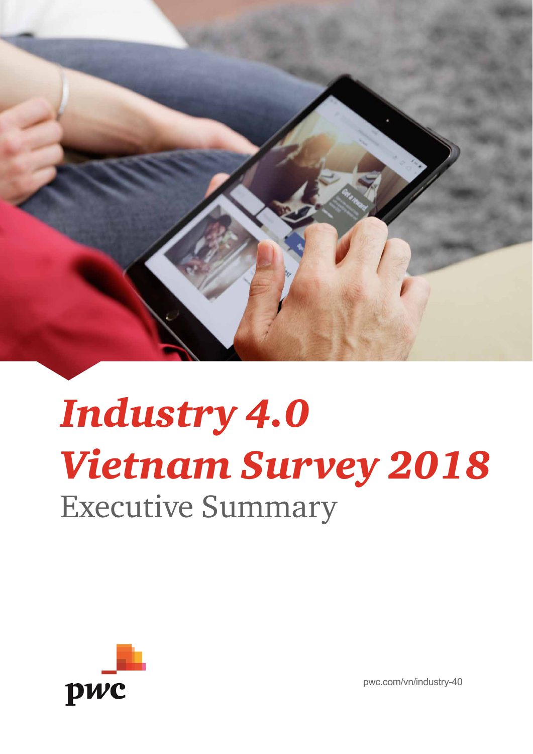# *Industry 4.0*
# *Vietnam Survey 2018*
## Executive Summary

pwc

pwc.com/vn/industry-40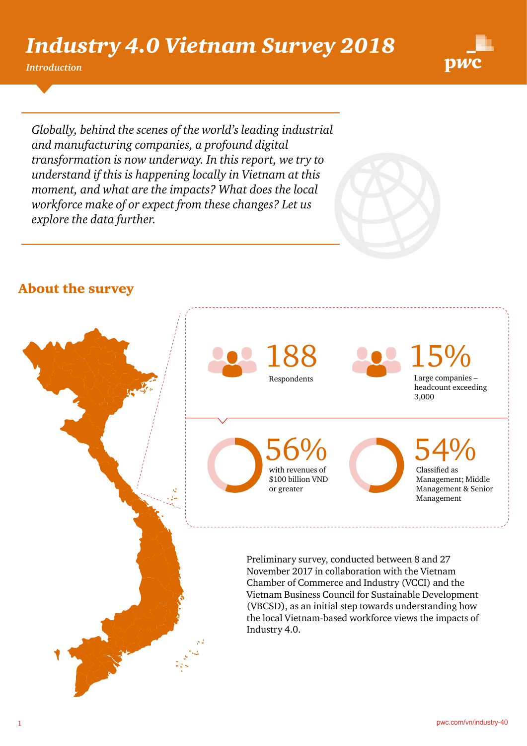# *Industry 4.0 Vietnam Survey 2018*

***Introduction***

*Globally, behind the scenes of the world's leading industrial and manufacturing companies, a profound digital transformation is now underway. In this report, we try to understand if this is happening locally in Vietnam at this moment, and what are the impacts? What does the local workforce make of or expect from these changes? Let us explore the data further.*

## About the survey

**188**
Respondents

**15%**
Large companies – headcount exceeding 3,000

**56%**
with revenues of $100 billion VND or greater

**54%**
Classified as Management; Middle Management & Senior Management

Preliminary survey, conducted between 8 and 27 November 2017 in collaboration with the Vietnam Chamber of Commerce and Industry (VCCI) and the Vietnam Business Council for Sustainable Development (VBCSD), as an initial step towards understanding how the local Vietnam-based workforce views the impacts of Industry 4.0.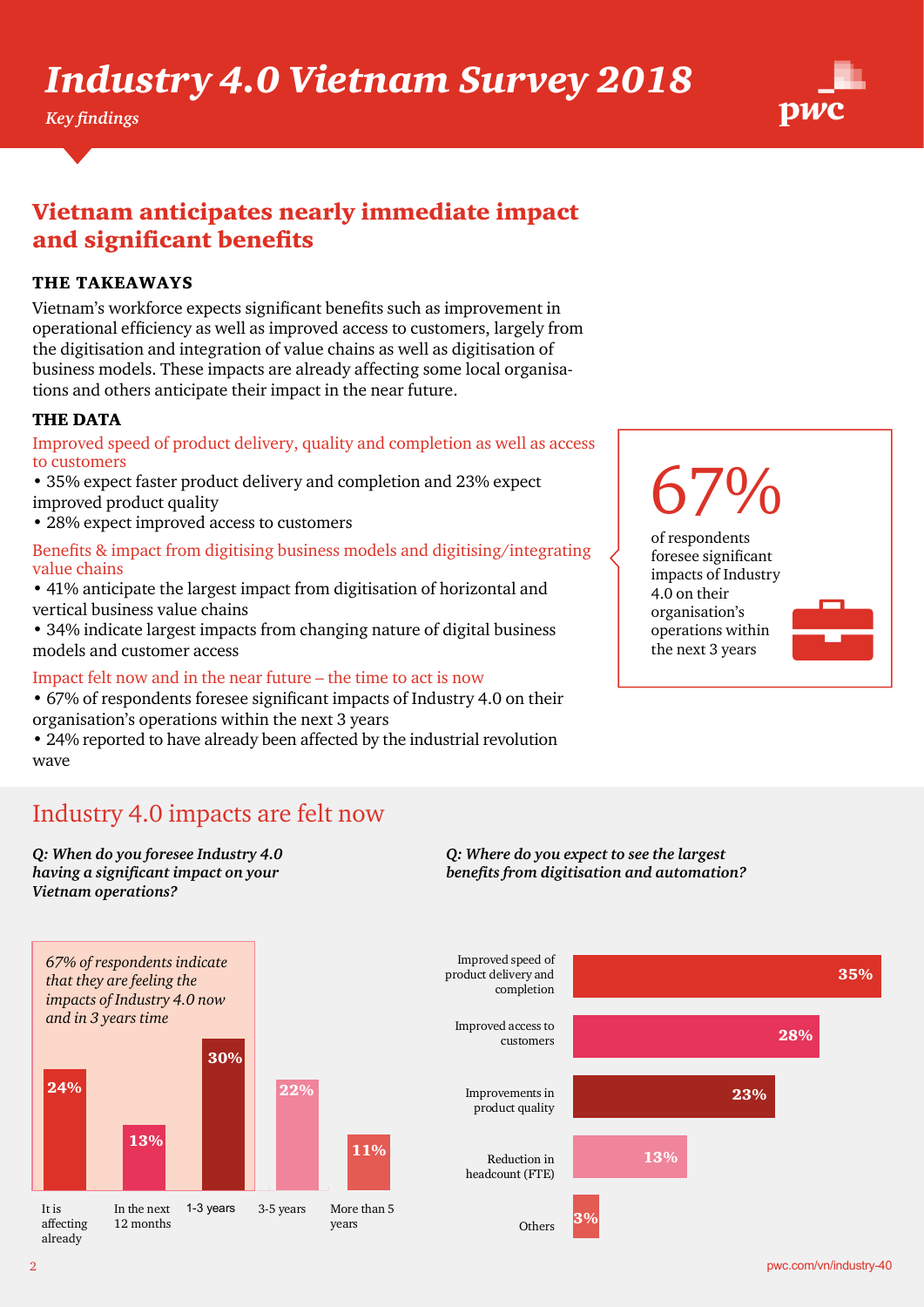# Industry 4.0 Vietnam Survey 2018

*Key findings*

## Vietnam anticipates nearly immediate impact and significant benefits

### THE TAKEAWAYS

Vietnam's workforce expects significant benefits such as improvement in operational efficiency as well as improved access to customers, largely from the digitisation and integration of value chains as well as digitisation of business models. These impacts are already affecting some local organisations and others anticipate their impact in the near future.

### THE DATA

Improved speed of product delivery, quality and completion as well as access to customers

- 35% expect faster product delivery and completion and 23% expect improved product quality
- 28% expect improved access to customers

Benefits & impact from digitising business models and digitising/integrating value chains

- 41% anticipate the largest impact from digitisation of horizontal and vertical business value chains
- 34% indicate largest impacts from changing nature of digital business models and customer access

Impact felt now and in the near future – the time to act is now

- 67% of respondents foresee significant impacts of Industry 4.0 on their organisation's operations within the next 3 years
- 24% reported to have already been affected by the industrial revolution wave

**67%** of respondents foresee significant impacts of Industry 4.0 on their organisation's operations within the next 3 years

## Industry 4.0 impacts are felt now

***Q: When do you foresee Industry 4.0 having a significant impact on your Vietnam operations?***

*67% of respondents indicate that they are feeling the impacts of Industry 4.0 now and in 3 years time*

| Timing | % |
|---|---|
| It is affecting already | 24% |
| In the next 12 months | 13% |
| 1-3 years | 30% |
| 3-5 years | 22% |
| More than 5 years | 11% |

***Q: Where do you expect to see the largest benefits from digitisation and automation?***

| Benefit | % |
|---|---|
| Improved speed of product delivery and completion | 35% |
| Improved access to customers | 28% |
| Improvements in product quality | 23% |
| Reduction in headcount (FTE) | 13% |
| Others | 3% |

pwc.com/vn/industry-40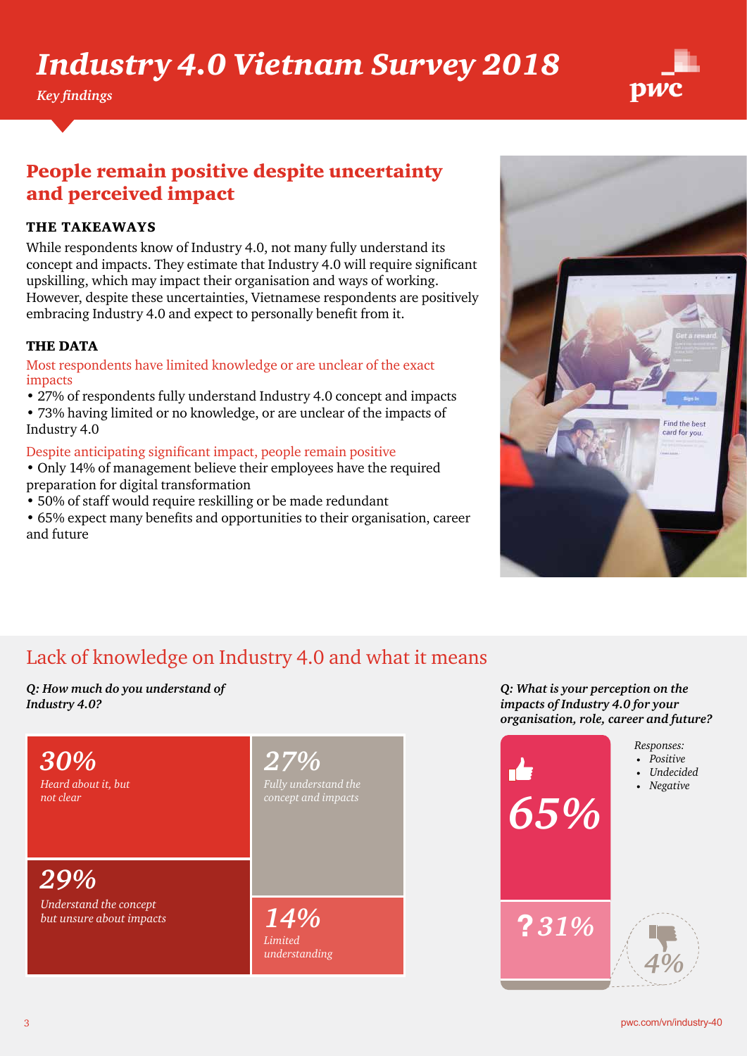# Industry 4.0 Vietnam Survey 2018

*Key findings*

## People remain positive despite uncertainty and perceived impact

### THE TAKEAWAYS

While respondents know of Industry 4.0, not many fully understand its concept and impacts. They estimate that Industry 4.0 will require significant upskilling, which may impact their organisation and ways of working. However, despite these uncertainties, Vietnamese respondents are positively embracing Industry 4.0 and expect to personally benefit from it.

### THE DATA

Most respondents have limited knowledge or are unclear of the exact impacts

- 27% of respondents fully understand Industry 4.0 concept and impacts
- 73% having limited or no knowledge, or are unclear of the impacts of Industry 4.0

Despite anticipating significant impact, people remain positive

- Only 14% of management believe their employees have the required preparation for digital transformation
- 50% of staff would require reskilling or be made redundant
- 65% expect many benefits and opportunities to their organisation, career and future

## Lack of knowledge on Industry 4.0 and what it means

***Q: How much do you understand of Industry 4.0?***

- **30%** *Heard about it, but not clear*
- **29%** *Understand the concept but unsure about impacts*
- **27%** *Fully understand the concept and impacts*
- **14%** *Limited understanding*

***Q: What is your perception on the impacts of Industry 4.0 for your organisation, role, career and future?***

*Responses:*

- *Positive* — 65%
- *Undecided* — 31%
- *Negative* — 4%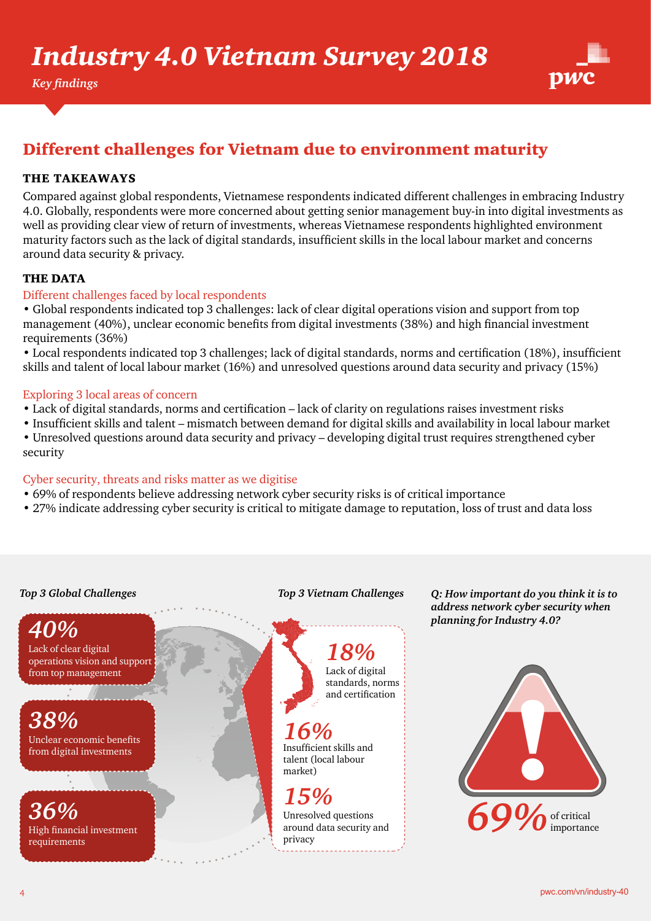# Industry 4.0 Vietnam Survey 2018

*Key findings*

## Different challenges for Vietnam due to environment maturity

### THE TAKEAWAYS

Compared against global respondents, Vietnamese respondents indicated different challenges in embracing Industry 4.0. Globally, respondents were more concerned about getting senior management buy-in into digital investments as well as providing clear view of return of investments, whereas Vietnamese respondents highlighted environment maturity factors such as the lack of digital standards, insufficient skills in the local labour market and concerns around data security & privacy.

### THE DATA

Different challenges faced by local respondents

- Global respondents indicated top 3 challenges: lack of clear digital operations vision and support from top management (40%), unclear economic benefits from digital investments (38%) and high financial investment requirements (36%)
- Local respondents indicated top 3 challenges; lack of digital standards, norms and certification (18%), insufficient skills and talent of local labour market (16%) and unresolved questions around data security and privacy (15%)

Exploring 3 local areas of concern

- Lack of digital standards, norms and certification – lack of clarity on regulations raises investment risks
- Insufficient skills and talent – mismatch between demand for digital skills and availability in local labour market
- Unresolved questions around data security and privacy – developing digital trust requires strengthened cyber security

Cyber security, threats and risks matter as we digitise

- 69% of respondents believe addressing network cyber security risks is of critical importance
- 27% indicate addressing cyber security is critical to mitigate damage to reputation, loss of trust and data loss

***Top 3 Global Challenges***

**40%** Lack of clear digital operations vision and support from top management

**38%** Unclear economic benefits from digital investments

**36%** High financial investment requirements

***Top 3 Vietnam Challenges***

**18%** Lack of digital standards, norms and certification

**16%** Insufficient skills and talent (local labour market)

**15%** Unresolved questions around data security and privacy

***Q: How important do you think it is to address network cyber security when planning for Industry 4.0?***

**69%** of critical importance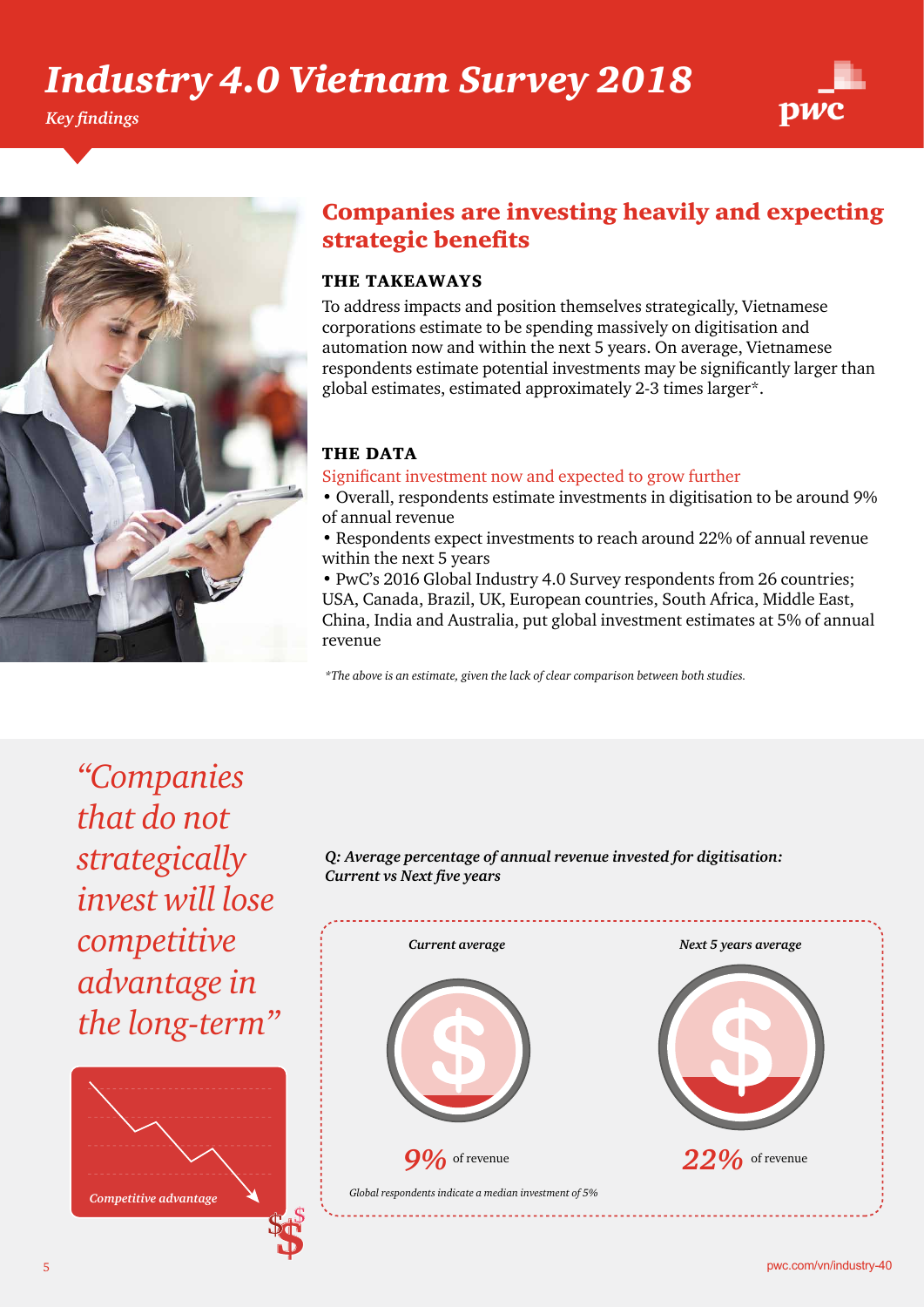# Industry 4.0 Vietnam Survey 2018

*Key findings*

## Companies are investing heavily and expecting strategic benefits

### THE TAKEAWAYS

To address impacts and position themselves strategically, Vietnamese corporations estimate to be spending massively on digitisation and automation now and within the next 5 years. On average, Vietnamese respondents estimate potential investments may be significantly larger than global estimates, estimated approximately 2-3 times larger*.

### THE DATA

Significant investment now and expected to grow further

- Overall, respondents estimate investments in digitisation to be around 9% of annual revenue
- Respondents expect investments to reach around 22% of annual revenue within the next 5 years
- PwC's 2016 Global Industry 4.0 Survey respondents from 26 countries; USA, Canada, Brazil, UK, European countries, South Africa, Middle East, China, India and Australia, put global investment estimates at 5% of annual revenue

*\*The above is an estimate, given the lack of clear comparison between both studies.*

*"Companies that do not strategically invest will lose competitive advantage in the long-term"*

*Competitive advantage*

***Q: Average percentage of annual revenue invested for digitisation: Current vs Next five years***

| *Current average* | *Next 5 years average* |
| --- | --- |
| **9%** of revenue | **22%** of revenue |

*Global respondents indicate a median investment of 5%*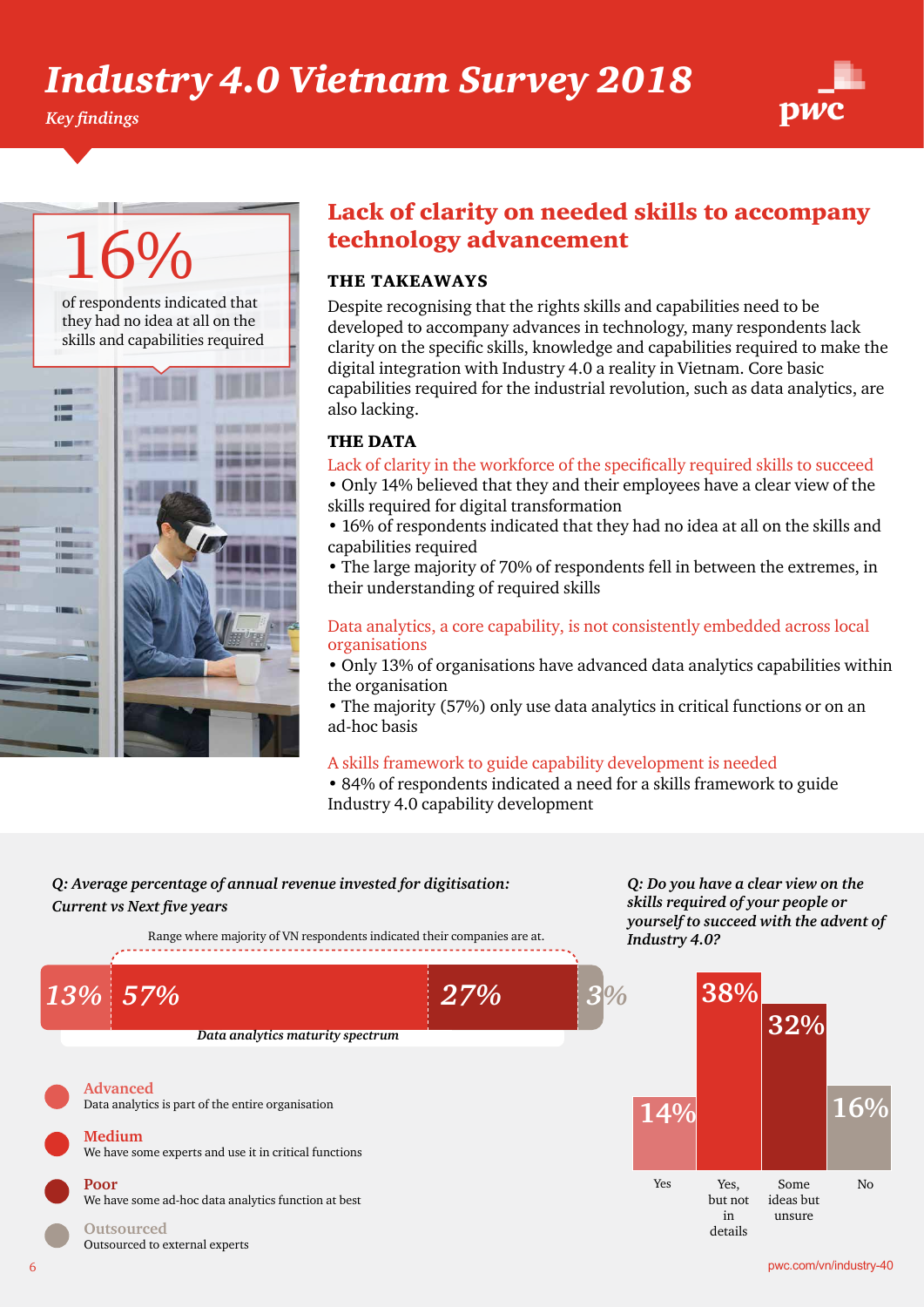# Industry 4.0 Vietnam Survey 2018

*Key findings*

**16%**

of respondents indicated that they had no idea at all on the skills and capabilities required

## Lack of clarity on needed skills to accompany technology advancement

### THE TAKEAWAYS

Despite recognising that the rights skills and capabilities need to be developed to accompany advances in technology, many respondents lack clarity on the specific skills, knowledge and capabilities required to make the digital integration with Industry 4.0 a reality in Vietnam. Core basic capabilities required for the industrial revolution, such as data analytics, are also lacking.

### THE DATA

Lack of clarity in the workforce of the specifically required skills to succeed

- Only 14% believed that they and their employees have a clear view of the skills required for digital transformation
- 16% of respondents indicated that they had no idea at all on the skills and capabilities required
- The large majority of 70% of respondents fell in between the extremes, in their understanding of required skills

Data analytics, a core capability, is not consistently embedded across local organisations

- Only 13% of organisations have advanced data analytics capabilities within the organisation
- The majority (57%) only use data analytics in critical functions or on an ad-hoc basis

A skills framework to guide capability development is needed

- 84% of respondents indicated a need for a skills framework to guide Industry 4.0 capability development

***Q: Average percentage of annual revenue invested for digitisation: Current vs Next five years***

Range where majority of VN respondents indicated their companies are at.

| 13% | 57% | 27% | 3% |
|---|---|---|---|

*Data analytics maturity spectrum*

- **Advanced** – Data analytics is part of the entire organisation
- **Medium** – We have some experts and use it in critical functions
- **Poor** – We have some ad-hoc data analytics function at best
- **Outsourced** – Outsourced to external experts

***Q: Do you have a clear view on the skills required of your people or yourself to succeed with the advent of Industry 4.0?***

| Yes | Yes, but not in details | Some ideas but unsure | No |
|---|---|---|---|
| 14% | 38% | 32% | 16% |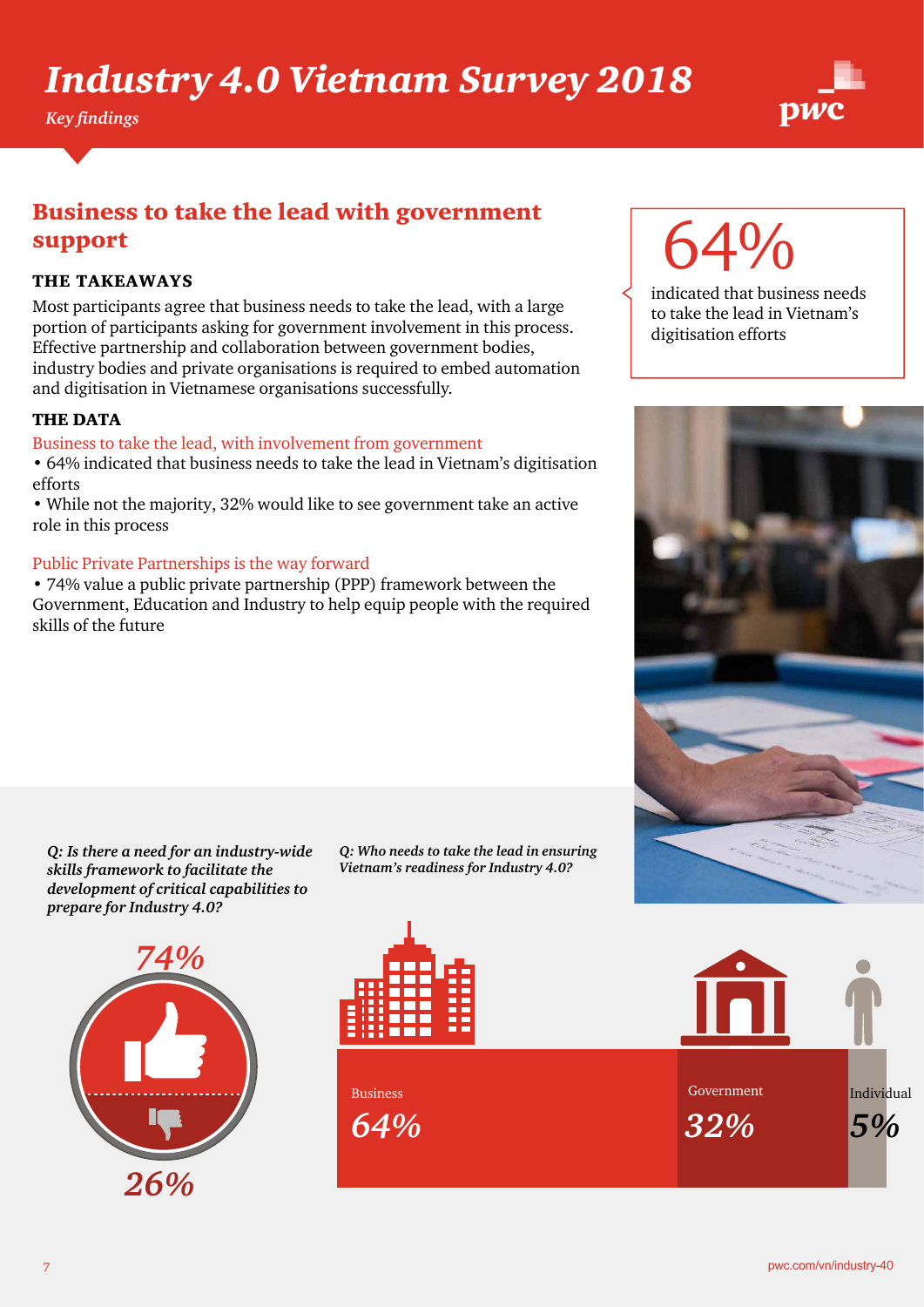# Industry 4.0 Vietnam Survey 2018

*Key findings*

## Business to take the lead with government support

### THE TAKEAWAYS

Most participants agree that business needs to take the lead, with a large portion of participants asking for government involvement in this process. Effective partnership and collaboration between government bodies, industry bodies and private organisations is required to embed automation and digitisation in Vietnamese organisations successfully.

### THE DATA

Business to take the lead, with involvement from government

- 64% indicated that business needs to take the lead in Vietnam's digitisation efforts
- While not the majority, 32% would like to see government take an active role in this process

Public Private Partnerships is the way forward

- 74% value a public private partnership (PPP) framework between the Government, Education and Industry to help equip people with the required skills of the future

**64%** indicated that business needs to take the lead in Vietnam's digitisation efforts

***Q: Is there a need for an industry-wide skills framework to facilitate the development of critical capabilities to prepare for Industry 4.0?***

*74%*

*26%*

***Q: Who needs to take the lead in ensuring Vietnam's readiness for Industry 4.0?***

| Business | Government | Individual |
|---|---|---|
| *64%* | *32%* | *5%* |

pwc.com/vn/industry-40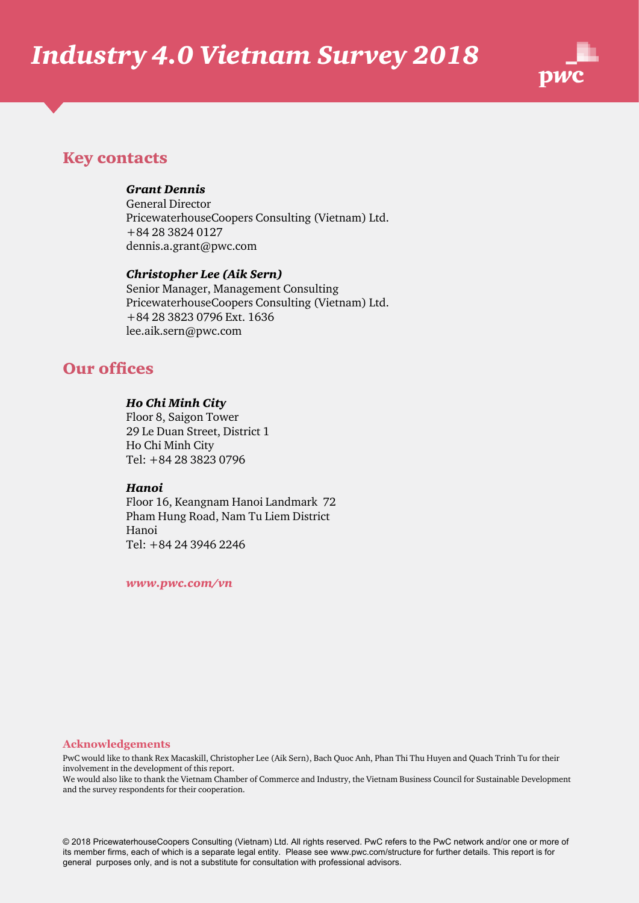# Industry 4.0 Vietnam Survey 2018

## Key contacts

***Grant Dennis***
General Director
PricewaterhouseCoopers Consulting (Vietnam) Ltd.
+84 28 3824 0127
dennis.a.grant@pwc.com

***Christopher Lee (Aik Sern)***
Senior Manager, Management Consulting
PricewaterhouseCoopers Consulting (Vietnam) Ltd.
+84 28 3823 0796 Ext. 1636
lee.aik.sern@pwc.com

## Our offices

***Ho Chi Minh City***
Floor 8, Saigon Tower
29 Le Duan Street, District 1
Ho Chi Minh City
Tel: +84 28 3823 0796

***Hanoi***
Floor 16, Keangnam Hanoi Landmark 72
Pham Hung Road, Nam Tu Liem District
Hanoi
Tel: +84 24 3946 2246

***www.pwc.com/vn***

### Acknowledgements

PwC would like to thank Rex Macaskill, Christopher Lee (Aik Sern), Bach Quoc Anh, Phan Thi Thu Huyen and Quach Trinh Tu for their involvement in the development of this report.
We would also like to thank the Vietnam Chamber of Commerce and Industry, the Vietnam Business Council for Sustainable Development and the survey respondents for their cooperation.

© 2018 PricewaterhouseCoopers Consulting (Vietnam) Ltd. All rights reserved. PwC refers to the PwC network and/or one or more of its member firms, each of which is a separate legal entity. Please see www.pwc.com/structure for further details. This report is for general purposes only, and is not a substitute for consultation with professional advisors.